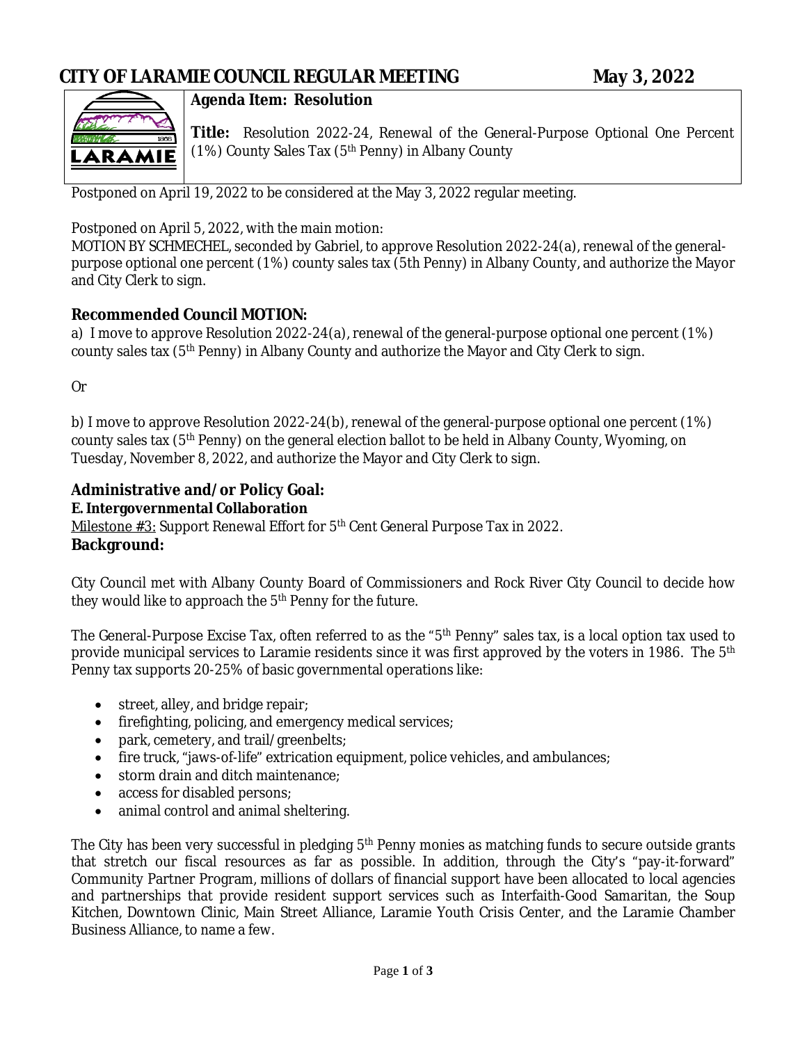# CITY OF LARAMIE COUNCIL REGULAR MEETING May 3, 2022

**Agenda Item: Resolution**

**Title:** Resolution 2022-24, Renewal of the General-Purpose Optional One Percent (1%) County Sales Tax (5th Penny) in Albany County

Postponed on April 19, 2022 to be considered at the May 3, 2022 regular meeting.

Postponed on April 5, 2022, with the main motion:
MOTION BY SCHMECHEL, seconded by Gabriel, to approve Resolution 2022-24(a), renewal of the general-purpose optional one percent (1%) county sales tax (5th Penny) in Albany County, and authorize the Mayor and City Clerk to sign.

## Recommended Council MOTION:

a) I move to approve Resolution 2022-24(a), renewal of the general-purpose optional one percent (1%) county sales tax (5th Penny) in Albany County and authorize the Mayor and City Clerk to sign.

Or

b) I move to approve Resolution 2022-24(b), renewal of the general-purpose optional one percent (1%) county sales tax (5th Penny) on the general election ballot to be held in Albany County, Wyoming, on Tuesday, November 8, 2022, and authorize the Mayor and City Clerk to sign.

## Administrative and/or Policy Goal:

**E. Intergovernmental Collaboration**

Milestone #3: Support Renewal Effort for 5th Cent General Purpose Tax in 2022.

## Background:

City Council met with Albany County Board of Commissioners and Rock River City Council to decide how they would like to approach the 5th Penny for the future.

The General-Purpose Excise Tax, often referred to as the "5th Penny" sales tax, is a local option tax used to provide municipal services to Laramie residents since it was first approved by the voters in 1986. The 5th Penny tax supports 20-25% of basic governmental operations like:

- street, alley, and bridge repair;
- firefighting, policing, and emergency medical services;
- park, cemetery, and trail/greenbelts;
- fire truck, "jaws-of-life" extrication equipment, police vehicles, and ambulances;
- storm drain and ditch maintenance;
- access for disabled persons;
- animal control and animal sheltering.

The City has been very successful in pledging 5th Penny monies as matching funds to secure outside grants that stretch our fiscal resources as far as possible. In addition, through the City's "pay-it-forward" Community Partner Program, millions of dollars of financial support have been allocated to local agencies and partnerships that provide resident support services such as Interfaith-Good Samaritan, the Soup Kitchen, Downtown Clinic, Main Street Alliance, Laramie Youth Crisis Center, and the Laramie Chamber Business Alliance, to name a few.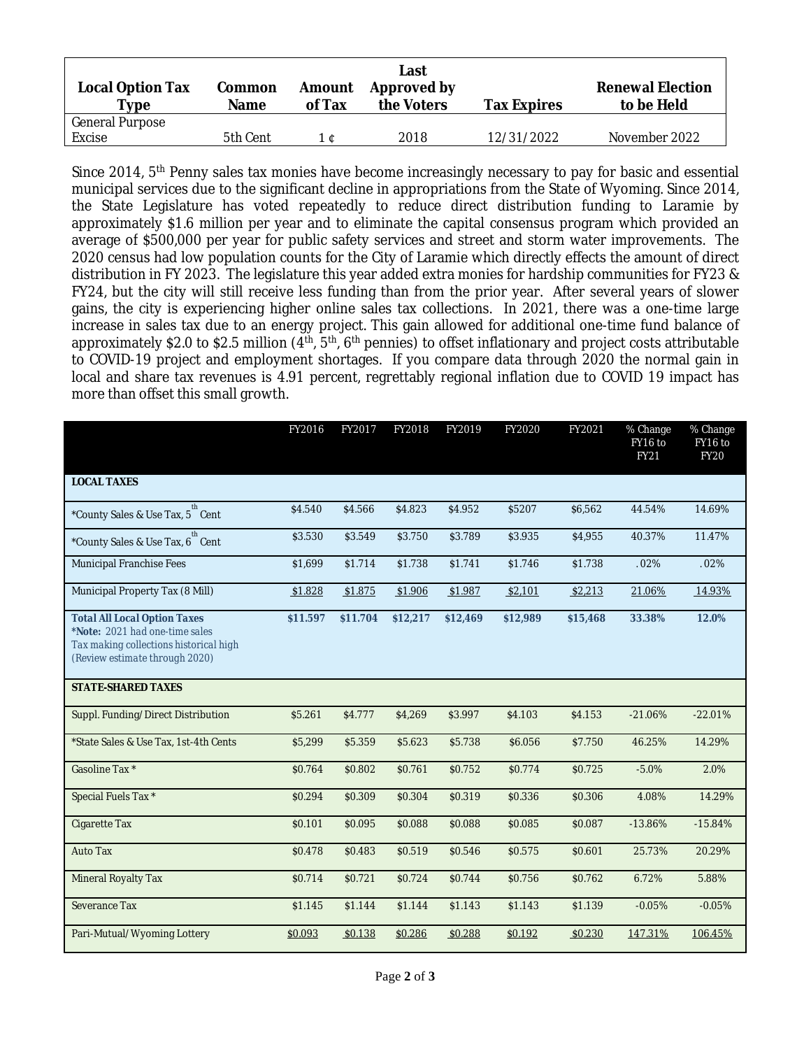| Local Option Tax Type | Common Name | Amount of Tax | Last Approved by the Voters | Tax Expires | Renewal Election to be Held |
|---|---|---|---|---|---|
| General Purpose Excise | 5th Cent | 1 ¢ | 2018 | 12/31/2022 | November 2022 |

Since 2014, 5th Penny sales tax monies have become increasingly necessary to pay for basic and essential municipal services due to the significant decline in appropriations from the State of Wyoming. Since 2014, the State Legislature has voted repeatedly to reduce direct distribution funding to Laramie by approximately $1.6 million per year and to eliminate the capital consensus program which provided an average of $500,000 per year for public safety services and street and storm water improvements. The 2020 census had low population counts for the City of Laramie which directly effects the amount of direct distribution in FY 2023. The legislature this year added extra monies for hardship communities for FY23 & FY24, but the city will still receive less funding than from the prior year. After several years of slower gains, the city is experiencing higher online sales tax collections. In 2021, there was a one-time large increase in sales tax due to an energy project. This gain allowed for additional one-time fund balance of approximately $2.0 to $2.5 million (4th, 5th, 6th pennies) to offset inflationary and project costs attributable to COVID-19 project and employment shortages. If you compare data through 2020 the normal gain in local and share tax revenues is 4.91 percent, regrettably regional inflation due to COVID 19 impact has more than offset this small growth.

| | FY2016 | FY2017 | FY2018 | FY2019 | FY2020 | FY2021 | % Change FY16 to FY21 | % Change FY16 to FY20 |
|---|---|---|---|---|---|---|---|---|
| **LOCAL TAXES** | | | | | | | | |
| *County Sales & Use Tax, 5th Cent | $4.540 | $4.566 | $4.823 | $4.952 | $5207 | $6,562 | 44.54% | 14.69% |
| *County Sales & Use Tax, 6th Cent | $3.530 | $3.549 | $3.750 | $3.789 | $3.935 | $4,955 | 40.37% | 11.47% |
| Municipal Franchise Fees | $1,699 | $1.714 | $1.738 | $1.741 | $1.746 | $1.738 | .02% | .02% |
| Municipal Property Tax (8 Mill) | $1.828 | $1.875 | $1.906 | $1.987 | $2,101 | $2,213 | 21.06% | 14.93% |
| **Total All Local Option Taxes** **\*Note:** 2021 had one-time sales Tax making collections historical high (Review estimate through 2020) | **$11.597** | **$11.704** | **$12,217** | **$12,469** | **$12,989** | **$15,468** | **33.38%** | **12.0%** |
| **STATE-SHARED TAXES** | | | | | | | | |
| Suppl. Funding/Direct Distribution | $5.261 | $4.777 | $4,269 | $3.997 | $4.103 | $4.153 | -21.06% | -22.01% |
| *State Sales & Use Tax, 1st-4th Cents | $5,299 | $5.359 | $5.623 | $5.738 | $6.056 | $7.750 | 46.25% | 14.29% |
| Gasoline Tax * | $0.764 | $0.802 | $0.761 | $0.752 | $0.774 | $0.725 | -5.0% | 2.0% |
| Special Fuels Tax * | $0.294 | $0.309 | $0.304 | $0.319 | $0.336 | $0.306 | 4.08% | 14.29% |
| Cigarette Tax | $0.101 | $0.095 | $0.088 | $0.088 | $0.085 | $0.087 | -13.86% | -15.84% |
| Auto Tax | $0.478 | $0.483 | $0.519 | $0.546 | $0.575 | $0.601 | 25.73% | 20.29% |
| Mineral Royalty Tax | $0.714 | $0.721 | $0.724 | $0.744 | $0.756 | $0.762 | 6.72% | 5.88% |
| Severance Tax | $1.145 | $1.144 | $1.144 | $1.143 | $1.143 | $1.139 | -0.05% | -0.05% |
| Pari-Mutual/Wyoming Lottery | $0.093 | $0.138 | $0.286 | $0.288 | $0.192 | $0.230 | 147.31% | 106.45% |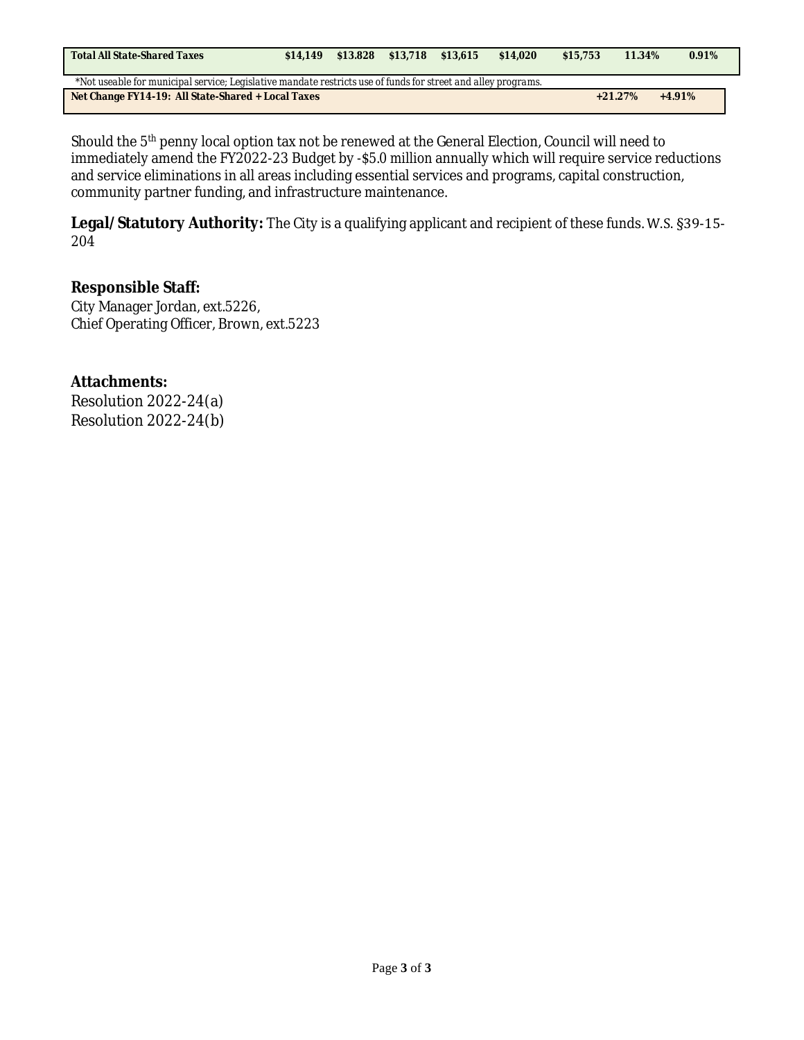| | | | | | | | | |
|---|---|---|---|---|---|---|---|---|
| **Total All State-Shared Taxes** | **$14,149** | **$13.828** | **$13,718** | **$13,615** | **$14,020** | **$15,753** | **11.34%** | **0.91%** |

*\*Not useable for municipal service; Legislative mandate restricts use of funds for street and alley programs.*

| | | |
|---|---|---|
| **Net Change FY14-19: All State-Shared + Local Taxes** | **+21.27%** | **+4.91%** |

Should the 5th penny local option tax not be renewed at the General Election, Council will need to immediately amend the FY2022-23 Budget by -$5.0 million annually which will require service reductions and service eliminations in all areas including essential services and programs, capital construction, community partner funding, and infrastructure maintenance.

**Legal/Statutory Authority:** The City is a qualifying applicant and recipient of these funds. W.S. §39-15-204

**Responsible Staff:**
City Manager Jordan, ext.5226,
Chief Operating Officer, Brown, ext.5223

**Attachments:**
Resolution 2022-24(a)
Resolution 2022-24(b)